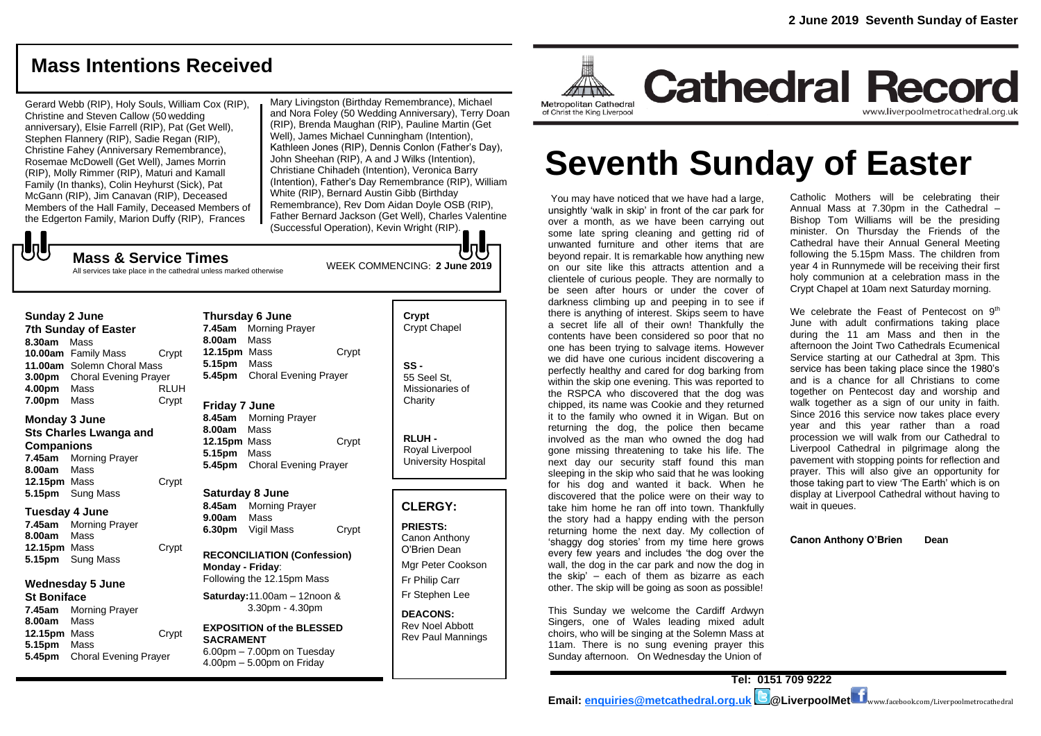## Mass Intentions Received

Gerard Webb (RIP), Holy Souls, William Cox (RIP), Christine and Steven Callow (50 wedding anniversary), Elsie Farrell (RIP), Pat (Get Well), Stephen Flannery (RIP), Sadie Regan (RIP), Christine Fahey (Anniversary Remembrance), Rosemae McDowell (Get Well), James Morrin (RIP), Molly Rimmer (RIP), Maturi and Kamall Family (In thanks), Colin Heyhurst (Sick), Pat McGann (RIP), Jim Canavan (RIP), Deceased Members of the Hall Family, Deceased Members of the Edgerton Family, Marion Duffy (RIP), Frances Mary Livingston (Birthday Remembrance), Michael and Nora Foley (50 Wedding Anniversary), Terry Doan (RIP), Brenda Maughan (RIP), Pauline Martin (Get Well), James Michael Cunningham (Intention), Kathleen Jones (RIP), Dennis Conlon (Father's Day), John Sheehan (RIP), A and J Wilks (Intention), Christiane Chihadeh (Intention), Veronica Barry (Intention), Father's Day Remembrance (RIP), William White (RIP), Bernard Austin Gibb (Birthday Remembrance), Rev Dom Aidan Doyle OSB (RIP), Father Bernard Jackson (Get Well), Charles Valentine (Successful Operation), Kevin Wright (RIP).

## Mass & Service Times

All services take place in the cathedral unless marked otherwise

WEEK COMMENCING: **2 June 2019**

**Sunday 2 June**
**7th Sunday of Easter**
**8.30am** Mass
**10.00am** Family Mass — Crypt
**11.00am** Solemn Choral Mass
**3.00pm** Choral Evening Prayer
**4.00pm** Mass — RLUH
**7.00pm** Mass — Crypt

**Monday 3 June**
**Sts Charles Lwanga and Companions**
**7.45am** Morning Prayer
**8.00am** Mass
**12.15pm** Mass — Crypt
**5.15pm** Sung Mass

**Tuesday 4 June**
**7.45am** Morning Prayer
**8.00am** Mass
**12.15pm** Mass — Crypt
**5.15pm** Sung Mass

**Wednesday 5 June**
**St Boniface**
**7.45am** Morning Prayer
**8.00am** Mass
**12.15pm** Mass — Crypt
**5.15pm** Mass
**5.45pm** Choral Evening Prayer

**Thursday 6 June**
**7.45am** Morning Prayer
**8.00am** Mass
**12.15pm** Mass — Crypt
**5.15pm** Mass
**5.45pm** Choral Evening Prayer

**Friday 7 June**
**8.45am** Morning Prayer
**8.00am** Mass
**12.15pm** Mass — Crypt
**5.15pm** Mass
**5.45pm** Choral Evening Prayer

**Saturday 8 June**
**8.45am** Morning Prayer
**9.00am** Mass
**6.30pm** Vigil Mass — Crypt

**RECONCILIATION (Confession)**
**Monday - Friday**: Following the 12.15pm Mass
**Saturday:** 11.00am – 12noon & 3.30pm - 4.30pm

**EXPOSITION of the BLESSED SACRAMENT**
6.00pm – 7.00pm on Tuesday
4.00pm – 5.00pm on Friday

**Crypt** - Crypt Chapel

**SS -** 55 Seel St, Missionaries of Charity

**RLUH -** Royal Liverpool University Hospital

## CLERGY:

**PRIESTS:**
Canon Anthony O'Brien Dean
Mgr Peter Cookson
Fr Philip Carr
Fr Stephen Lee

**DEACONS:**
Rev Noel Abbott
Rev Paul Mannings

**2 June 2019 Seventh Sunday of Easter**

Metropolitan Cathedral of Christ the King Liverpool

# Cathedral Record

www.liverpoolmetrocathedral.org.uk

# Seventh Sunday of Easter

You may have noticed that we have had a large, unsightly 'walk in skip' in front of the car park for over a month, as we have been carrying out some late spring cleaning and getting rid of unwanted furniture and other items that are beyond repair. It is remarkable how anything new on our site like this attracts attention and a clientele of curious people. They are normally to be seen after hours or under the cover of darkness climbing up and peeping in to see if there is anything of interest. Skips seem to have a secret life all of their own! Thankfully the contents have been considered so poor that no one has been trying to salvage items. However we did have one curious incident discovering a perfectly healthy and cared for dog barking from within the skip one evening. This was reported to the RSPCA who discovered that the dog was chipped, its name was Cookie and they returned it to the family who owned it in Wigan. But on returning the dog, the police then became involved as the man who owned the dog had gone missing threatening to take his life. The next day our security staff found this man sleeping in the skip who said that he was looking for his dog and wanted it back. When he discovered that the police were on their way to take him home he ran off into town. Thankfully the story had a happy ending with the person returning home the next day. My collection of 'shaggy dog stories' from my time here grows every few years and includes 'the dog over the wall, the dog in the car park and now the dog in the skip' – each of them as bizarre as each other. The skip will be going as soon as possible!

This Sunday we welcome the Cardiff Ardwyn Singers, one of Wales leading mixed adult choirs, who will be singing at the Solemn Mass at 11am. There is no sung evening prayer this Sunday afternoon. On Wednesday the Union of Catholic Mothers will be celebrating their Annual Mass at 7.30pm in the Cathedral – Bishop Tom Williams will be the presiding minister. On Thursday the Friends of the Cathedral have their Annual General Meeting following the 5.15pm Mass. The children from year 4 in Runnymede will be receiving their first holy communion at a celebration mass in the Crypt Chapel at 10am next Saturday morning.

We celebrate the Feast of Pentecost on 9th June with adult confirmations taking place during the 11 am Mass and then in the afternoon the Joint Two Cathedrals Ecumenical Service starting at our Cathedral at 3pm. This service has been taking place since the 1980's and is a chance for all Christians to come together on Pentecost day and worship and walk together as a sign of our unity in faith. Since 2016 this service now takes place every year and this year rather than a road procession we will walk from our Cathedral to Liverpool Cathedral in pilgrimage along the pavement with stopping points for reflection and prayer. This will also give an opportunity for those taking part to view 'The Earth' which is on display at Liverpool Cathedral without having to wait in queues.

**Canon Anthony O'Brien Dean**

**Tel: 0151 709 9222**
**Email: enquiries@metcathedral.org.uk @LiverpoolMet** www.facebook.com/Liverpoolmetrocathedral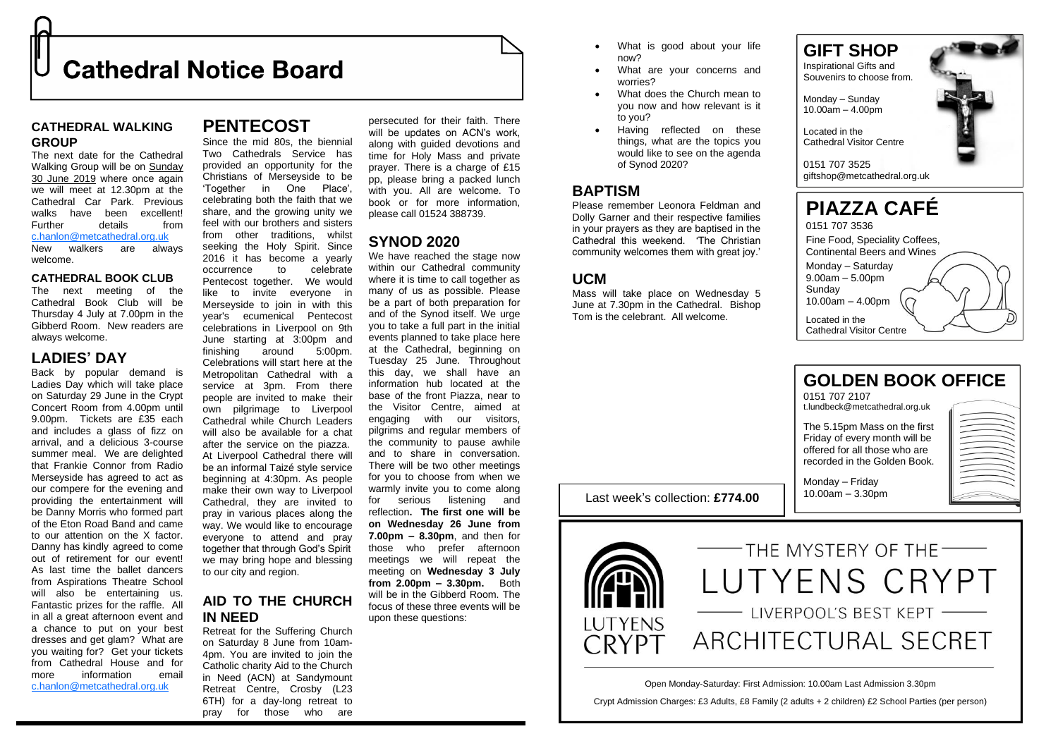# Cathedral Notice Board

## CATHEDRAL WALKING GROUP

The next date for the Cathedral Walking Group will be on Sunday 30 June 2019 where once again we will meet at 12.30pm at the Cathedral Car Park. Previous walks have been excellent! Further details from c.hanlon@metcathedral.org.uk New walkers are always welcome.

### CATHEDRAL BOOK CLUB

The next meeting of the Cathedral Book Club will be Thursday 4 July at 7.00pm in the Gibberd Room. New readers are always welcome.

## LADIES' DAY

Back by popular demand is Ladies Day which will take place on Saturday 29 June in the Crypt Concert Room from 4.00pm until 9.00pm. Tickets are £35 each and includes a glass of fizz on arrival, and a delicious 3-course summer meal. We are delighted that Frankie Connor from Radio Merseyside has agreed to act as our compere for the evening and providing the entertainment will be Danny Morris who formed part of the Eton Road Band and came to our attention on the X factor. Danny has kindly agreed to come out of retirement for our event! As last time the ballet dancers from Aspirations Theatre School will also be entertaining us. Fantastic prizes for the raffle. All in all a great afternoon event and a chance to put on your best dresses and get glam? What are you waiting for? Get your tickets from Cathedral House and for more information email c.hanlon@metcathedral.org.uk

## PENTECOST

Since the mid 80s, the biennial Two Cathedrals Service has provided an opportunity for the Christians of Merseyside to be 'Together in One Place', celebrating both the faith that we share, and the growing unity we feel with our brothers and sisters from other traditions, whilst seeking the Holy Spirit. Since 2016 it has become a yearly occurrence to celebrate Pentecost together. We would like to invite everyone in Merseyside to join in with this year's ecumenical Pentecost celebrations in Liverpool on 9th June starting at 3:00pm and finishing around 5:00pm. Celebrations will start here at the Metropolitan Cathedral with a service at 3pm. From there people are invited to make their own pilgrimage to Liverpool Cathedral while Church Leaders will also be available for a chat after the service on the piazza. At Liverpool Cathedral there will be an informal Taizé style service beginning at 4:30pm. As people make their own way to Liverpool Cathedral, they are invited to pray in various places along the way. We would like to encourage everyone to attend and pray together that through God's Spirit we may bring hope and blessing to our city and region.

## AID TO THE CHURCH IN NEED

Retreat for the Suffering Church on Saturday 8 June from 10am-4pm. You are invited to join the Catholic charity Aid to the Church in Need (ACN) at Sandymount Retreat Centre, Crosby (L23 6TH) for a day-long retreat to pray for those who are persecuted for their faith. There will be updates on ACN's work, along with guided devotions and time for Holy Mass and private prayer. There is a charge of £15 pp, please bring a packed lunch with you. All are welcome. To book or for more information, please call 01524 388739.

## SYNOD 2020

We have reached the stage now within our Cathedral community where it is time to call together as many of us as possible. Please be a part of both preparation for and of the Synod itself. We urge you to take a full part in the initial events planned to take place here at the Cathedral, beginning on Tuesday 25 June. Throughout this day, we shall have an information hub located at the base of the front Piazza, near to the Visitor Centre, aimed at engaging with our visitors, pilgrims and regular members of the community to pause awhile and to share in conversation. There will be two other meetings for you to choose from when we warmly invite you to come along for serious listening and reflection**. The first one will be on Wednesday 26 June from 7.00pm – 8.30pm**, and then for those who prefer afternoon meetings we will repeat the meeting on **Wednesday 3 July from 2.00pm – 3.30pm.** Both will be in the Gibberd Room. The focus of these three events will be upon these questions:

- What is good about your life now?
- What are your concerns and worries?
- What does the Church mean to you now and how relevant is it to you?
- Having reflected on these things, what are the topics you would like to see on the agenda of Synod 2020?

## BAPTISM

Please remember Leonora Feldman and Dolly Garner and their respective families in your prayers as they are baptised in the Cathedral this weekend. 'The Christian community welcomes them with great joy.'

## UCM

Mass will take place on Wednesday 5 June at 7.30pm in the Cathedral. Bishop Tom is the celebrant. All welcome.

## GIFT SHOP

Inspirational Gifts and Souvenirs to choose from.

Monday – Sunday
10.00am – 4.00pm

Located in the Cathedral Visitor Centre

0151 707 3525
giftshop@metcathedral.org.uk

## PIAZZA CAFÉ

0151 707 3536

Fine Food, Speciality Coffees, Continental Beers and Wines

Monday – Saturday
9.00am – 5.00pm
Sunday
10.00am – 4.00pm

Located in the Cathedral Visitor Centre

## GOLDEN BOOK OFFICE

0151 707 2107
t.lundbeck@metcathedral.org.uk

The 5.15pm Mass on the first Friday of every month will be offered for all those who are recorded in the Golden Book.

Monday – Friday
10.00am – 3.30pm

Last week's collection: **£774.00**

THE MYSTERY OF THE
LUTYENS CRYPT
LIVERPOOL'S BEST KEPT
ARCHITECTURAL SECRET

Open Monday-Saturday: First Admission: 10.00am Last Admission 3.30pm

Crypt Admission Charges: £3 Adults, £8 Family (2 adults + 2 children) £2 School Parties (per person)